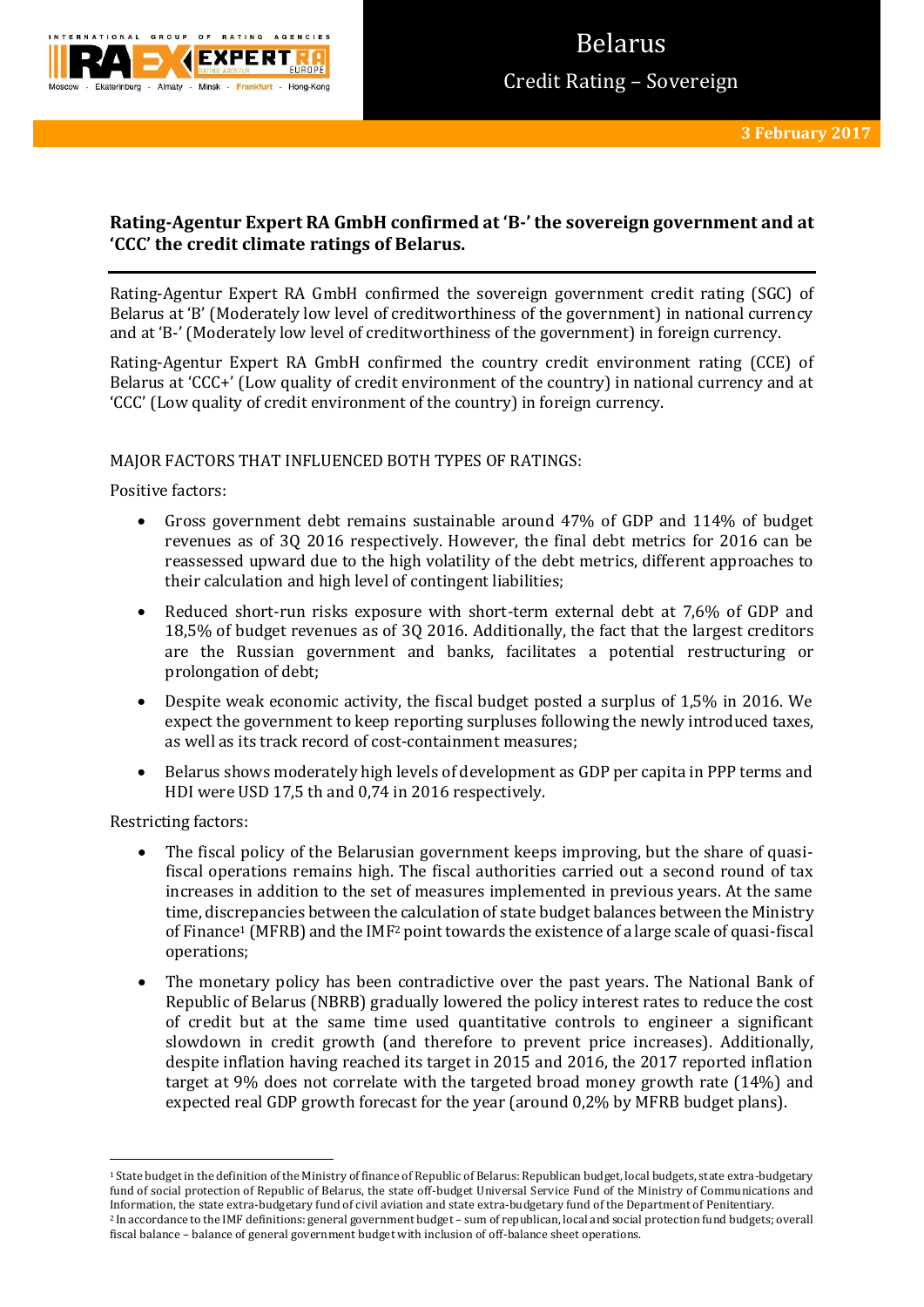# Belarus

## Credit Rating – Sovereign

**3 February 2017**

**Rating-Agentur Expert RA GmbH confirmed at 'B-' the sovereign government and at 'CCC' the credit climate ratings of Belarus.**

Rating-Agentur Expert RA GmbH confirmed the sovereign government credit rating (SGC) of Belarus at 'B' (Moderately low level of creditworthiness of the government) in national currency and at 'B-' (Moderately low level of creditworthiness of the government) in foreign currency.

Rating-Agentur Expert RA GmbH confirmed the country credit environment rating (CCE) of Belarus at 'CCC+' (Low quality of credit environment of the country) in national currency and at 'CCC' (Low quality of credit environment of the country) in foreign currency.

MAJOR FACTORS THAT INFLUENCED BOTH TYPES OF RATINGS:

Positive factors:

- Gross government debt remains sustainable around 47% of GDP and 114% of budget revenues as of 3Q 2016 respectively. However, the final debt metrics for 2016 can be reassessed upward due to the high volatility of the debt metrics, different approaches to their calculation and high level of contingent liabilities;
- Reduced short-run risks exposure with short-term external debt at 7,6% of GDP and 18,5% of budget revenues as of 3Q 2016. Additionally, the fact that the largest creditors are the Russian government and banks, facilitates a potential restructuring or prolongation of debt;
- Despite weak economic activity, the fiscal budget posted a surplus of 1,5% in 2016. We expect the government to keep reporting surpluses following the newly introduced taxes, as well as its track record of cost-containment measures;
- Belarus shows moderately high levels of development as GDP per capita in PPP terms and HDI were USD 17,5 th and 0,74 in 2016 respectively.

Restricting factors:

- The fiscal policy of the Belarusian government keeps improving, but the share of quasi-fiscal operations remains high. The fiscal authorities carried out a second round of tax increases in addition to the set of measures implemented in previous years. At the same time, discrepancies between the calculation of state budget balances between the Ministry of Finance[1] (MFRB) and the IMF[2] point towards the existence of a large scale of quasi-fiscal operations;
- The monetary policy has been contradictive over the past years. The National Bank of Republic of Belarus (NBRB) gradually lowered the policy interest rates to reduce the cost of credit but at the same time used quantitative controls to engineer a significant slowdown in credit growth (and therefore to prevent price increases). Additionally, despite inflation having reached its target in 2015 and 2016, the 2017 reported inflation target at 9% does not correlate with the targeted broad money growth rate (14%) and expected real GDP growth forecast for the year (around 0,2% by MFRB budget plans).

---

[1] State budget in the definition of the Ministry of finance of Republic of Belarus: Republican budget, local budgets, state extra-budgetary fund of social protection of Republic of Belarus, the state off-budget Universal Service Fund of the Ministry of Communications and Information, the state extra-budgetary fund of civil aviation and state extra-budgetary fund of the Department of Penitentiary.

[2] In accordance to the IMF definitions: general government budget – sum of republican, local and social protection fund budgets; overall fiscal balance – balance of general government budget with inclusion of off-balance sheet operations.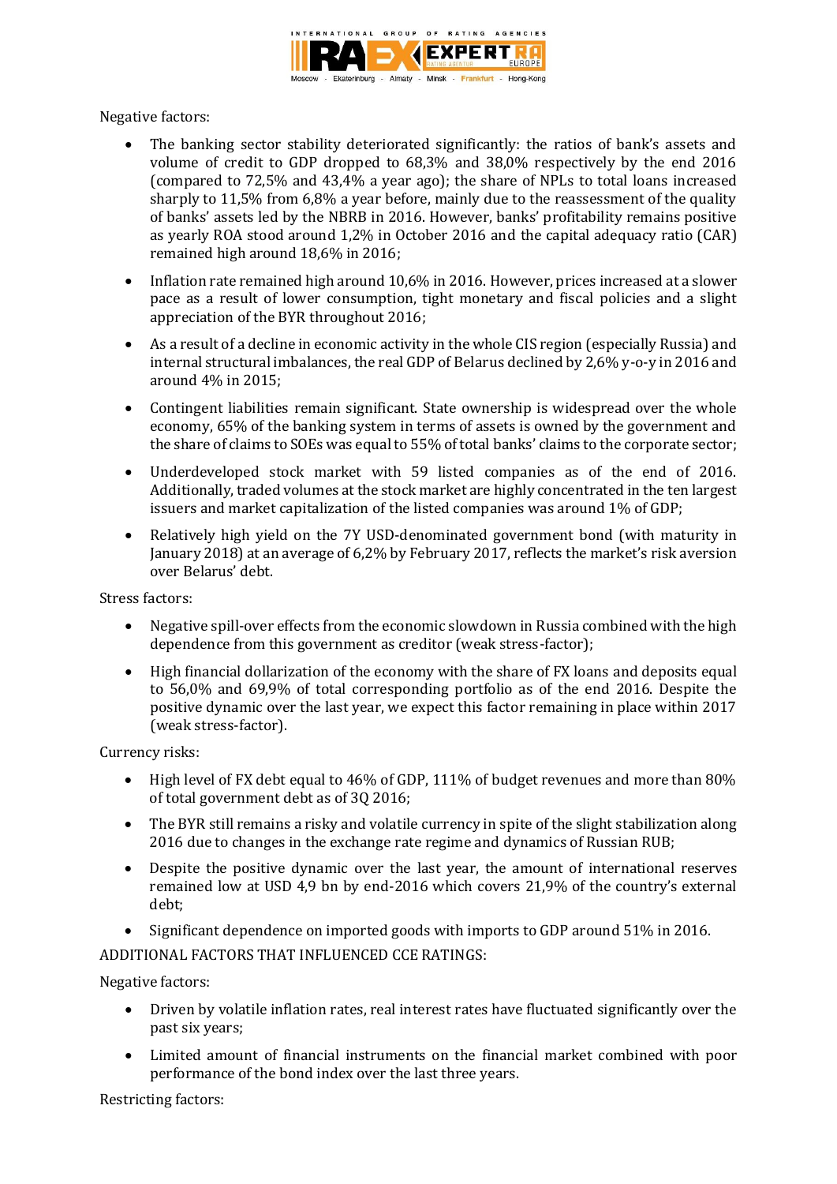Negative factors:

- The banking sector stability deteriorated significantly: the ratios of bank's assets and volume of credit to GDP dropped to 68,3% and 38,0% respectively by the end 2016 (compared to 72,5% and 43,4% a year ago); the share of NPLs to total loans increased sharply to 11,5% from 6,8% a year before, mainly due to the reassessment of the quality of banks' assets led by the NBRB in 2016. However, banks' profitability remains positive as yearly ROA stood around 1,2% in October 2016 and the capital adequacy ratio (CAR) remained high around 18,6% in 2016;
- Inflation rate remained high around 10,6% in 2016. However, prices increased at a slower pace as a result of lower consumption, tight monetary and fiscal policies and a slight appreciation of the BYR throughout 2016;
- As a result of a decline in economic activity in the whole CIS region (especially Russia) and internal structural imbalances, the real GDP of Belarus declined by 2,6% y-o-y in 2016 and around 4% in 2015;
- Contingent liabilities remain significant. State ownership is widespread over the whole economy, 65% of the banking system in terms of assets is owned by the government and the share of claims to SOEs was equal to 55% of total banks' claims to the corporate sector;
- Underdeveloped stock market with 59 listed companies as of the end of 2016. Additionally, traded volumes at the stock market are highly concentrated in the ten largest issuers and market capitalization of the listed companies was around 1% of GDP;
- Relatively high yield on the 7Y USD-denominated government bond (with maturity in January 2018) at an average of 6,2% by February 2017, reflects the market's risk aversion over Belarus' debt.

Stress factors:

- Negative spill-over effects from the economic slowdown in Russia combined with the high dependence from this government as creditor (weak stress-factor);
- High financial dollarization of the economy with the share of FX loans and deposits equal to 56,0% and 69,9% of total corresponding portfolio as of the end of 2016. Despite the positive dynamic over the last year, we expect this factor remaining in place within 2017 (weak stress-factor).

Currency risks:

- High level of FX debt equal to 46% of GDP, 111% of budget revenues and more than 80% of total government debt as of 3Q 2016;
- The BYR still remains a risky and volatile currency in spite of the slight stabilization along 2016 due to changes in the exchange rate regime and dynamics of Russian RUB;
- Despite the positive dynamic over the last year, the amount of international reserves remained low at USD 4,9 bn by end-2016 which covers 21,9% of the country's external debt;
- Significant dependence on imported goods with imports to GDP around 51% in 2016.

ADDITIONAL FACTORS THAT INFLUENCED CCE RATINGS:

Negative factors:

- Driven by volatile inflation rates, real interest rates have fluctuated significantly over the past six years;
- Limited amount of financial instruments on the financial market combined with poor performance of the bond index over the last three years.

Restricting factors: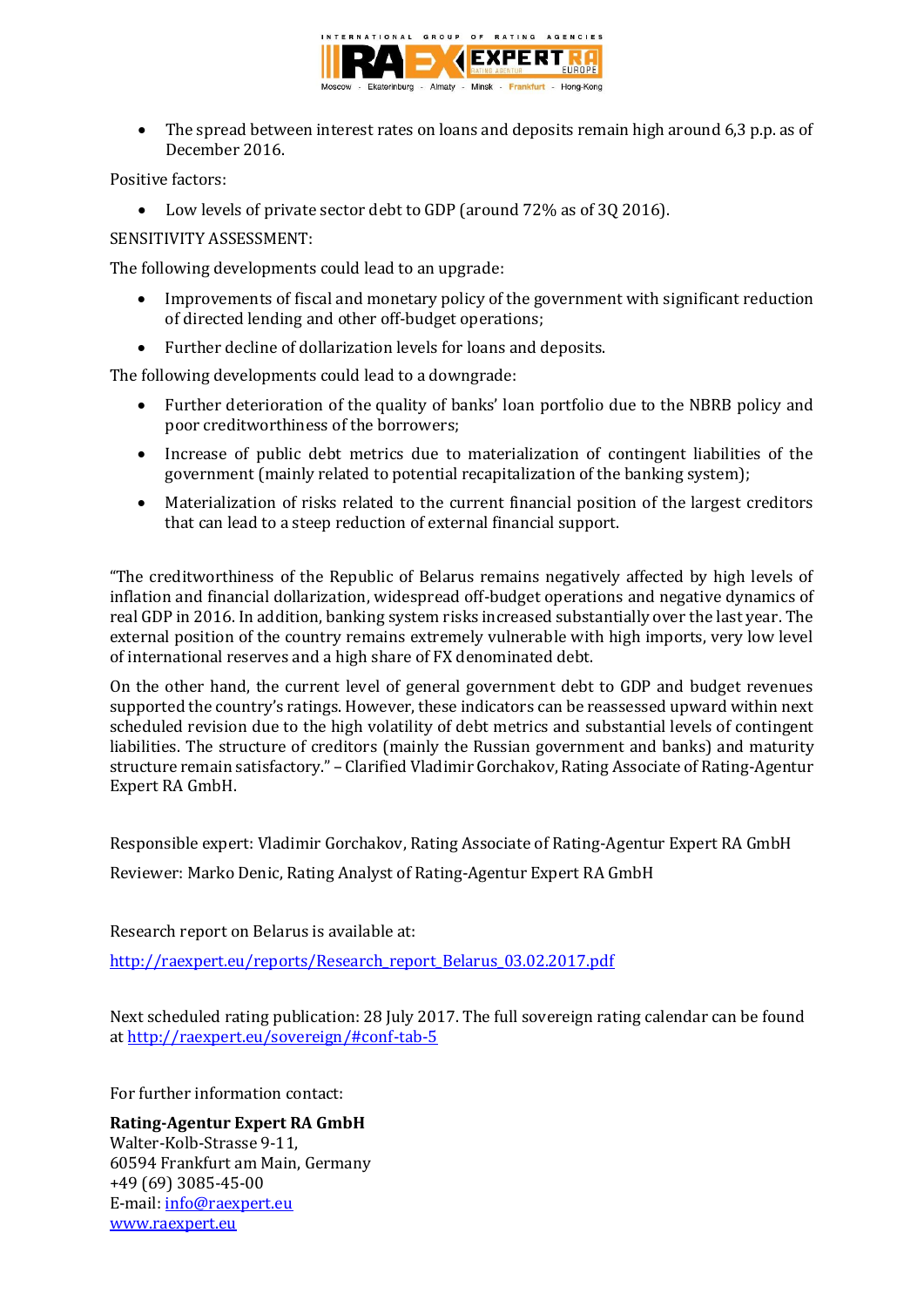- The spread between interest rates on loans and deposits remain high around 6,3 p.p. as of December 2016.

Positive factors:

- Low levels of private sector debt to GDP (around 72% as of 3Q 2016).

SENSITIVITY ASSESSMENT:

The following developments could lead to an upgrade:

- Improvements of fiscal and monetary policy of the government with significant reduction of directed lending and other off-budget operations;
- Further decline of dollarization levels for loans and deposits.

The following developments could lead to a downgrade:

- Further deterioration of the quality of banks' loan portfolio due to the NBRB policy and poor creditworthiness of the borrowers;
- Increase of public debt metrics due to materialization of contingent liabilities of the government (mainly related to potential recapitalization of the banking system);
- Materialization of risks related to the current financial position of the largest creditors that can lead to a steep reduction of external financial support.

"The creditworthiness of the Republic of Belarus remains negatively affected by high levels of inflation and financial dollarization, widespread off-budget operations and negative dynamics of real GDP in 2016. In addition, banking system risks increased substantially over the last year. The external position of the country remains extremely vulnerable with high imports, very low level of international reserves and a high share of FX denominated debt.

On the other hand, the current level of general government debt to GDP and budget revenues supported the country's ratings. However, these indicators can be reassessed upward within next scheduled revision due to the high volatility of debt metrics and substantial levels of contingent liabilities. The structure of creditors (mainly the Russian government and banks) and maturity structure remain satisfactory." – Clarified Vladimir Gorchakov, Rating Associate of Rating-Agentur Expert RA GmbH.

Responsible expert: Vladimir Gorchakov, Rating Associate of Rating-Agentur Expert RA GmbH

Reviewer: Marko Denic, Rating Analyst of Rating-Agentur Expert RA GmbH

Research report on Belarus is available at:

http://raexpert.eu/reports/Research_report_Belarus_03.02.2017.pdf

Next scheduled rating publication: 28 July 2017. The full sovereign rating calendar can be found at http://raexpert.eu/sovereign/#conf-tab-5

For further information contact:

**Rating-Agentur Expert RA GmbH**
Walter-Kolb-Strasse 9-11,
60594 Frankfurt am Main, Germany
+49 (69) 3085-45-00
E-mail: info@raexpert.eu
www.raexpert.eu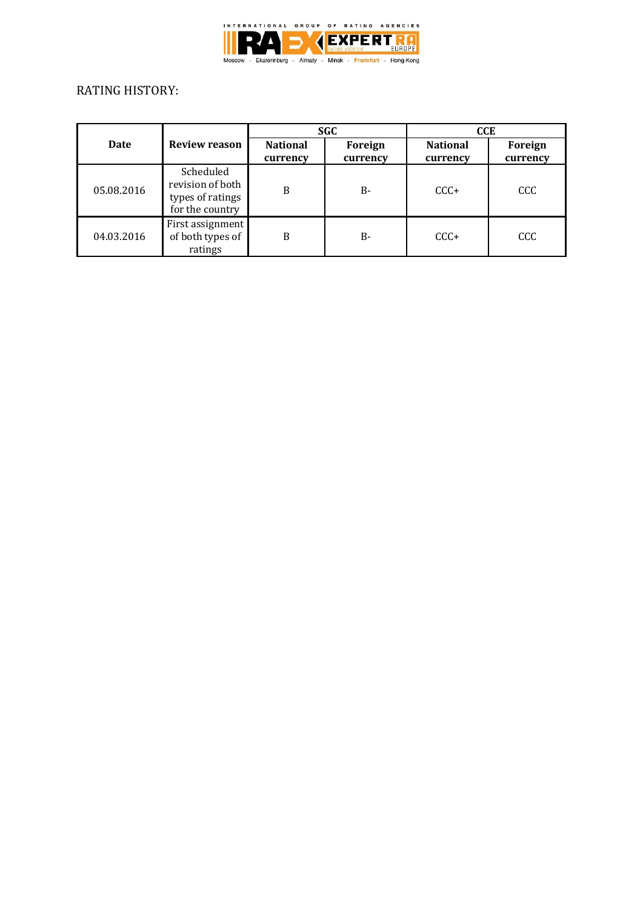RATING HISTORY:

| Date | Review reason | SGC | | CCE | |
|---|---|---|---|---|---|
| | | National currency | Foreign currency | National currency | Foreign currency |
| 05.08.2016 | Scheduled revision of both types of ratings for the country | B | B- | CCC+ | CCC |
| 04.03.2016 | First assignment of both types of ratings | B | B- | CCC+ | CCC |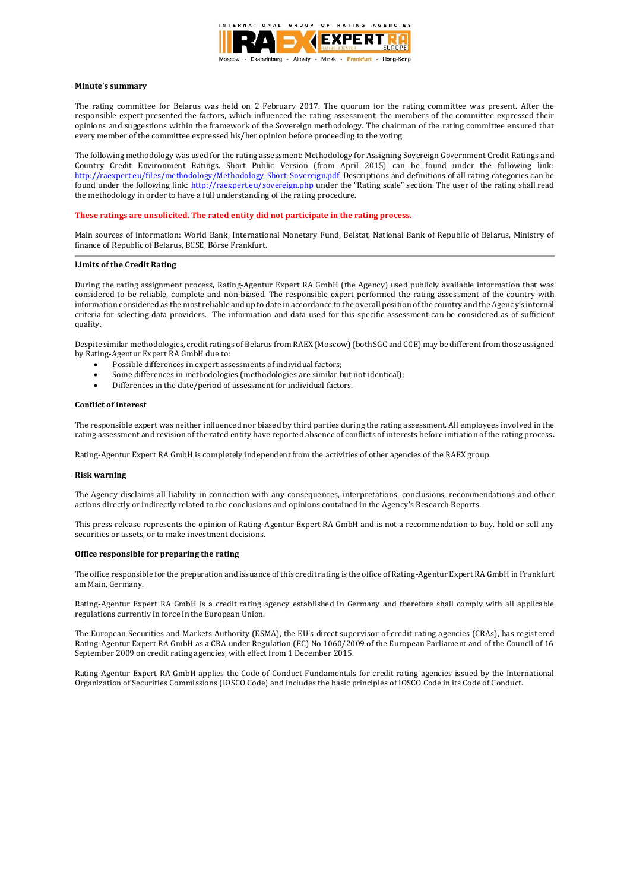**Minute's summary**

The rating committee for Belarus was held on 2 February 2017. The quorum for the rating committee was present. After the responsible expert presented the factors, which influenced the rating assessment, the members of the committee expressed their opinions and suggestions within the framework of the Sovereign methodology. The chairman of the rating committee ensured that every member of the committee expressed his/her opinion before proceeding to the voting.

The following methodology was used for the rating assessment: Methodology for Assigning Sovereign Government Credit Ratings and Country Credit Environment Ratings. Short Public Version (from April 2015) can be found under the following link: http://raexpert.eu/files/methodology/Methodology-Short-Sovereign.pdf. Descriptions and definitions of all rating categories can be found under the following link: http://raexpert.eu/sovereign.php under the "Rating scale" section. The user of the rating shall read the methodology in order to have a full understanding of the rating procedure.

**These ratings are unsolicited. The rated entity did not participate in the rating process.**

Main sources of information: World Bank, International Monetary Fund, Belstat, National Bank of Republic of Belarus, Ministry of finance of Republic of Belarus, BCSE, Börse Frankfurt.

**Limits of the Credit Rating**

During the rating assignment process, Rating-Agentur Expert RA GmbH (the Agency) used publicly available information that was considered to be reliable, complete and non-biased. The responsible expert performed the rating assessment of the country with information considered as the most reliable and up to date in accordance to the overall position of the country and the Agency's internal criteria for selecting data providers. The information and data used for this specific assessment can be considered as of sufficient quality.

Despite similar methodologies, credit ratings of Belarus from RAEX (Moscow) (both SGC and CCE) may be different from those assigned by Rating-Agentur Expert RA GmbH due to:

- Possible differences in expert assessments of individual factors;
- Some differences in methodologies (methodologies are similar but not identical);
- Differences in the date/period of assessment for individual factors.

**Conflict of interest**

The responsible expert was neither influenced nor biased by third parties during the rating assessment. All employees involved in the rating assessment and revision of the rated entity have reported absence of conflicts of interests before initiation of the rating process.

Rating-Agentur Expert RA GmbH is completely independent from the activities of other agencies of the RAEX group.

**Risk warning**

The Agency disclaims all liability in connection with any consequences, interpretations, conclusions, recommendations and other actions directly or indirectly related to the conclusions and opinions contained in the Agency's Research Reports.

This press-release represents the opinion of Rating-Agentur Expert RA GmbH and is not a recommendation to buy, hold or sell any securities or assets, or to make investment decisions.

**Office responsible for preparing the rating**

The office responsible for the preparation and issuance of this credit rating is the office of Rating-Agentur Expert RA GmbH in Frankfurt am Main, Germany.

Rating-Agentur Expert RA GmbH is a credit rating agency established in Germany and therefore shall comply with all applicable regulations currently in force in the European Union.

The European Securities and Markets Authority (ESMA), the EU's direct supervisor of credit rating agencies (CRAs), has registered Rating-Agentur Expert RA GmbH as a CRA under Regulation (EC) No 1060/2009 of the European Parliament and of the Council of 16 September 2009 on credit rating agencies, with effect from 1 December 2015.

Rating-Agentur Expert RA GmbH applies the Code of Conduct Fundamentals for credit rating agencies issued by the International Organization of Securities Commissions (IOSCO Code) and includes the basic principles of IOSCO Code in its Code of Conduct.